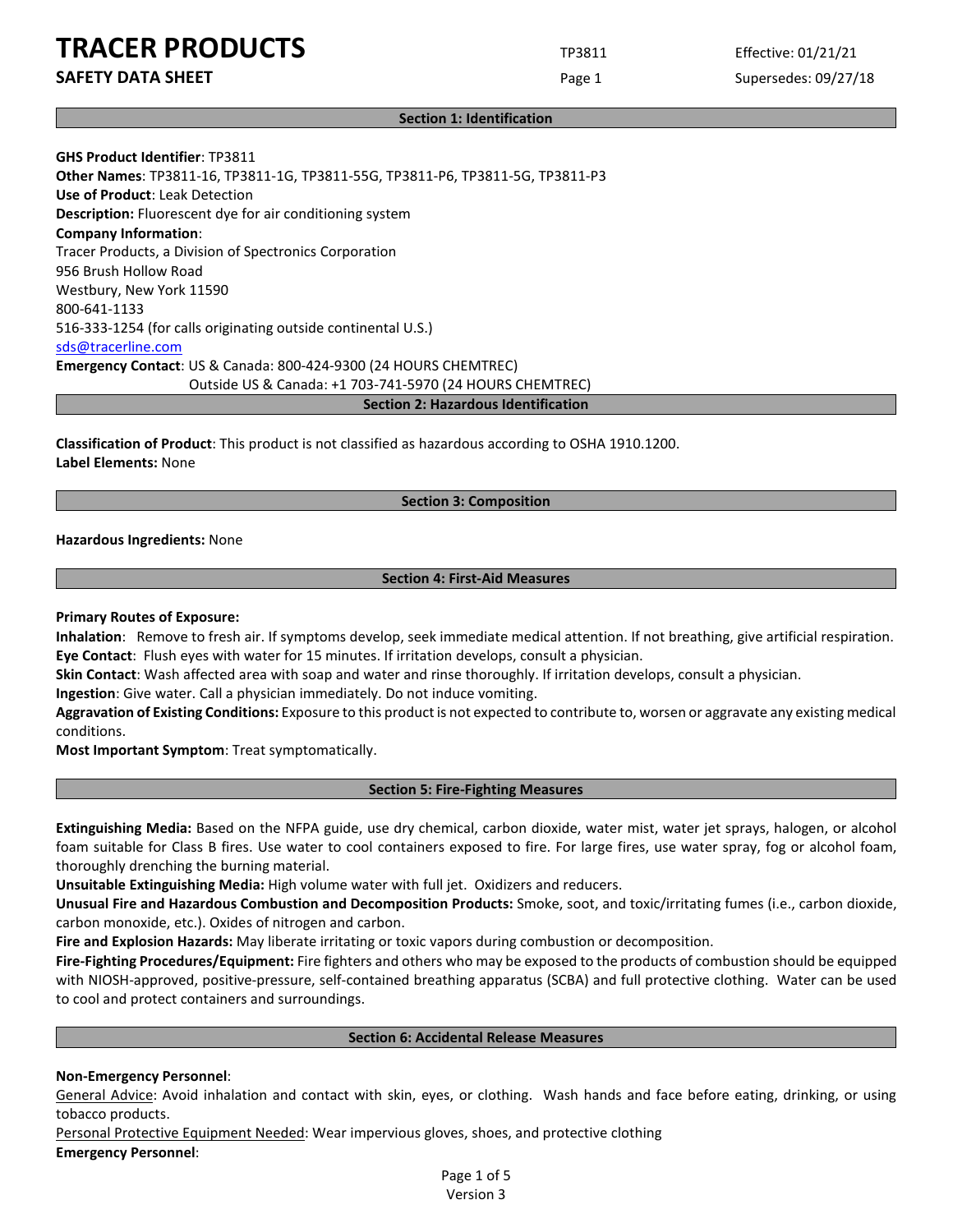# TRACER PRODUCTS

**SAFETY DATA SHEET**

TP3811

Effective: 01/21/21

Supersedes: 09/27/18

## Section 1: Identification

**GHS Product Identifier**: TP3811
**Other Names**: TP3811-16, TP3811-1G, TP3811-55G, TP3811-P6, TP3811-5G, TP3811-P3
**Use of Product**: Leak Detection
**Description:** Fluorescent dye for air conditioning system
**Company Information**:
Tracer Products, a Division of Spectronics Corporation
956 Brush Hollow Road
Westbury, New York 11590
800-641-1133
516-333-1254 (for calls originating outside continental U.S.)
sds@tracerline.com
**Emergency Contact**: US & Canada: 800-424-9300 (24 HOURS CHEMTREC)
Outside US & Canada: +1 703-741-5970 (24 HOURS CHEMTREC)

## Section 2: Hazardous Identification

**Classification of Product**: This product is not classified as hazardous according to OSHA 1910.1200.
**Label Elements:** None

## Section 3: Composition

**Hazardous Ingredients:** None

## Section 4: First-Aid Measures

**Primary Routes of Exposure:**
**Inhalation**: Remove to fresh air. If symptoms develop, seek immediate medical attention. If not breathing, give artificial respiration.
**Eye Contact**: Flush eyes with water for 15 minutes. If irritation develops, consult a physician.
**Skin Contact**: Wash affected area with soap and water and rinse thoroughly. If irritation develops, consult a physician.
**Ingestion**: Give water. Call a physician immediately. Do not induce vomiting.
**Aggravation of Existing Conditions:** Exposure to this product is not expected to contribute to, worsen or aggravate any existing medical conditions.
**Most Important Symptom**: Treat symptomatically.

## Section 5: Fire-Fighting Measures

**Extinguishing Media:** Based on the NFPA guide, use dry chemical, carbon dioxide, water mist, water jet sprays, halogen, or alcohol foam suitable for Class B fires. Use water to cool containers exposed to fire. For large fires, use water spray, fog or alcohol foam, thoroughly drenching the burning material.
**Unsuitable Extinguishing Media:** High volume water with full jet. Oxidizers and reducers.
**Unusual Fire and Hazardous Combustion and Decomposition Products:** Smoke, soot, and toxic/irritating fumes (i.e., carbon dioxide, carbon monoxide, etc.). Oxides of nitrogen and carbon.
**Fire and Explosion Hazards:** May liberate irritating or toxic vapors during combustion or decomposition.
**Fire-Fighting Procedures/Equipment:** Fire fighters and others who may be exposed to the products of combustion should be equipped with NIOSH-approved, positive-pressure, self-contained breathing apparatus (SCBA) and full protective clothing. Water can be used to cool and protect containers and surroundings.

## Section 6: Accidental Release Measures

**Non-Emergency Personnel**:
General Advice: Avoid inhalation and contact with skin, eyes, or clothing. Wash hands and face before eating, drinking, or using tobacco products.
Personal Protective Equipment Needed: Wear impervious gloves, shoes, and protective clothing
**Emergency Personnel**: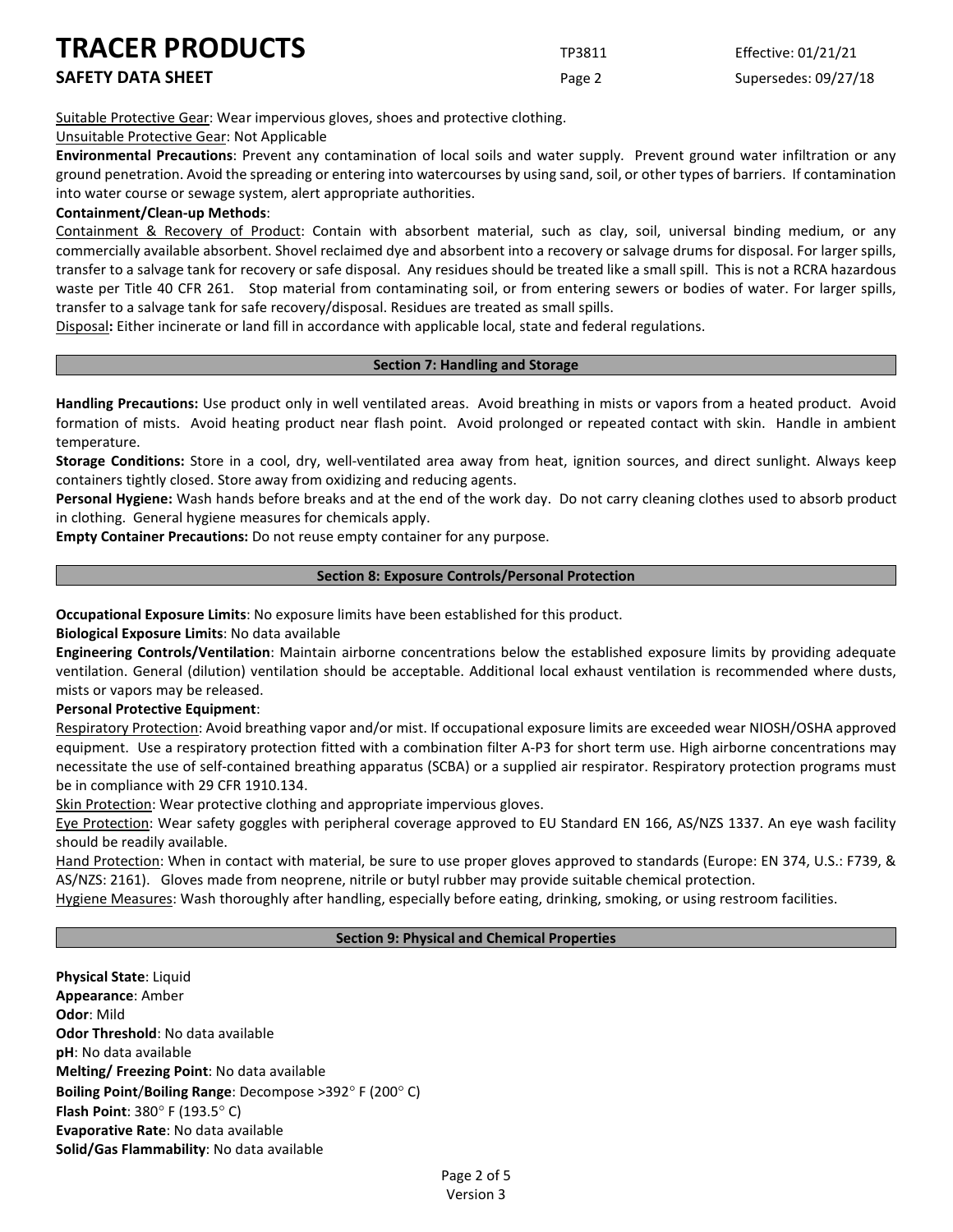Suitable Protective Gear: Wear impervious gloves, shoes and protective clothing.

Unsuitable Protective Gear: Not Applicable

**Environmental Precautions**: Prevent any contamination of local soils and water supply. Prevent ground water infiltration or any ground penetration. Avoid the spreading or entering into watercourses by using sand, soil, or other types of barriers. If contamination into water course or sewage system, alert appropriate authorities.

**Containment/Clean-up Methods**:

Containment & Recovery of Product: Contain with absorbent material, such as clay, soil, universal binding medium, or any commercially available absorbent. Shovel reclaimed dye and absorbent into a recovery or salvage drums for disposal. For larger spills, transfer to a salvage tank for recovery or safe disposal. Any residues should be treated like a small spill. This is not a RCRA hazardous waste per Title 40 CFR 261. Stop material from contaminating soil, or from entering sewers or bodies of water. For larger spills, transfer to a salvage tank for safe recovery/disposal. Residues are treated as small spills.

Disposal**:** Either incinerate or land fill in accordance with applicable local, state and federal regulations.

## Section 7: Handling and Storage

**Handling Precautions:** Use product only in well ventilated areas. Avoid breathing in mists or vapors from a heated product. Avoid formation of mists. Avoid heating product near flash point. Avoid prolonged or repeated contact with skin. Handle in ambient temperature.

**Storage Conditions:** Store in a cool, dry, well-ventilated area away from heat, ignition sources, and direct sunlight. Always keep containers tightly closed. Store away from oxidizing and reducing agents.

**Personal Hygiene:** Wash hands before breaks and at the end of the work day. Do not carry cleaning clothes used to absorb product in clothing. General hygiene measures for chemicals apply.

**Empty Container Precautions:** Do not reuse empty container for any purpose.

## Section 8: Exposure Controls/Personal Protection

**Occupational Exposure Limits**: No exposure limits have been established for this product.

**Biological Exposure Limits**: No data available

**Engineering Controls/Ventilation**: Maintain airborne concentrations below the established exposure limits by providing adequate ventilation. General (dilution) ventilation should be acceptable. Additional local exhaust ventilation is recommended where dusts, mists or vapors may be released.

**Personal Protective Equipment**:

Respiratory Protection: Avoid breathing vapor and/or mist. If occupational exposure limits are exceeded wear NIOSH/OSHA approved equipment. Use a respiratory protection fitted with a combination filter A-P3 for short term use. High airborne concentrations may necessitate the use of self-contained breathing apparatus (SCBA) or a supplied air respirator. Respiratory protection programs must be in compliance with 29 CFR 1910.134.

Skin Protection: Wear protective clothing and appropriate impervious gloves.

Eye Protection: Wear safety goggles with peripheral coverage approved to EU Standard EN 166, AS/NZS 1337. An eye wash facility should be readily available.

Hand Protection: When in contact with material, be sure to use proper gloves approved to standards (Europe: EN 374, U.S.: F739, & AS/NZS: 2161). Gloves made from neoprene, nitrile or butyl rubber may provide suitable chemical protection.

Hygiene Measures: Wash thoroughly after handling, especially before eating, drinking, smoking, or using restroom facilities.

## Section 9: Physical and Chemical Properties

**Physical State**: Liquid  
**Appearance**: Amber  
**Odor**: Mild  
**Odor Threshold**: No data available  
**pH**: No data available  
**Melting/ Freezing Point**: No data available  
**Boiling Point**/**Boiling Range**: Decompose >392° F (200° C)  
**Flash Point**: 380° F (193.5° C)  
**Evaporative Rate**: No data available  
**Solid/Gas Flammability**: No data available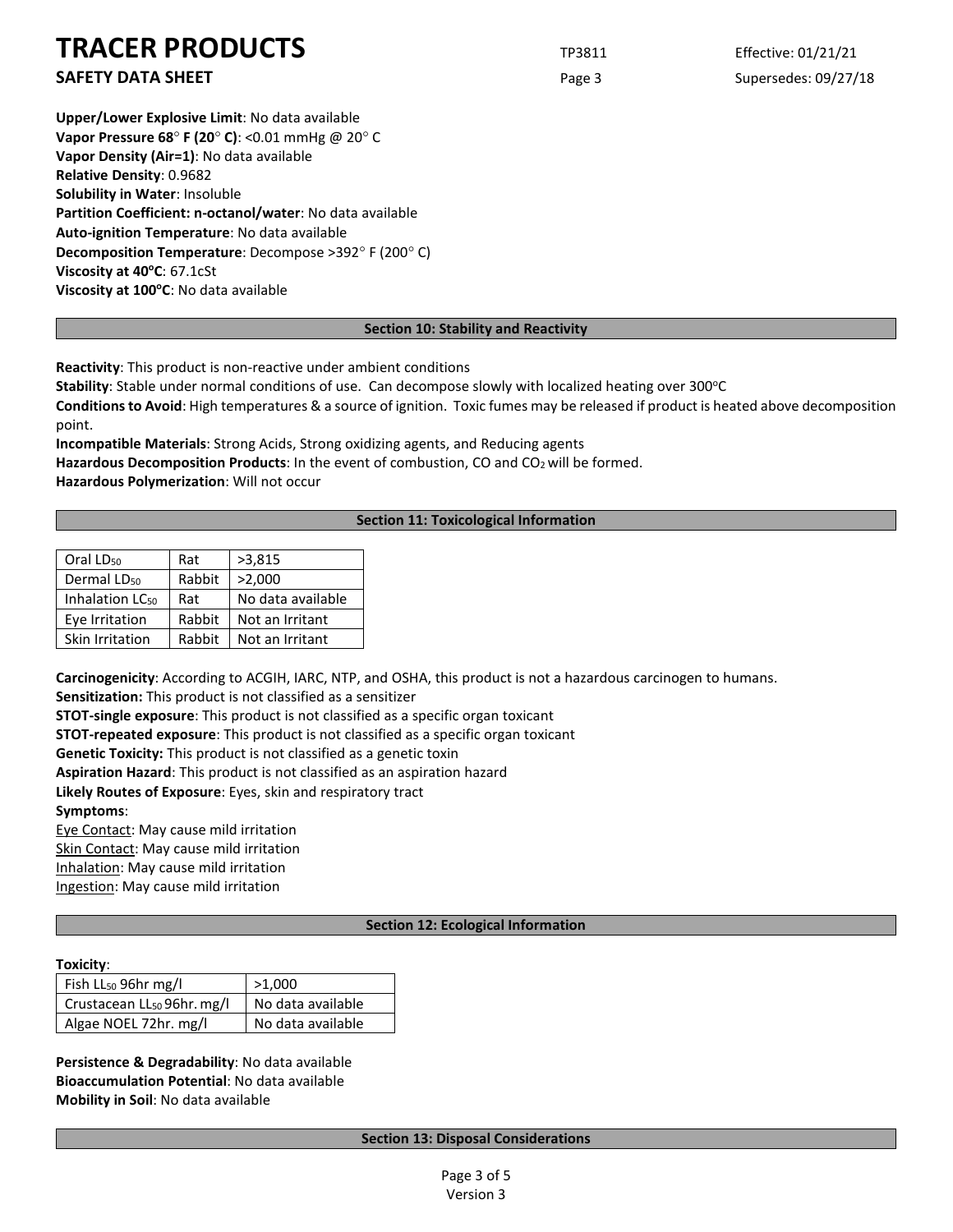**Upper/Lower Explosive Limit**: No data available
**Vapor Pressure 68° F (20° C)**: <0.01 mmHg @ 20° C
**Vapor Density (Air=1)**: No data available
**Relative Density**: 0.9682
**Solubility in Water**: Insoluble
**Partition Coefficient: n-octanol/water**: No data available
**Auto-ignition Temperature**: No data available
**Decomposition Temperature**: Decompose >392° F (200° C)
**Viscosity at 40°C**: 67.1cSt
**Viscosity at 100°C**: No data available

## Section 10: Stability and Reactivity

**Reactivity**: This product is non-reactive under ambient conditions
**Stability**: Stable under normal conditions of use. Can decompose slowly with localized heating over 300°C
**Conditions to Avoid**: High temperatures & a source of ignition. Toxic fumes may be released if product is heated above decomposition point.
**Incompatible Materials**: Strong Acids, Strong oxidizing agents, and Reducing agents
**Hazardous Decomposition Products**: In the event of combustion, CO and $CO_2$ will be formed.
**Hazardous Polymerization**: Will not occur

## Section 11: Toxicological Information

| | | |
|---|---|---|
| Oral $LD_{50}$ | Rat | >3,815 |
| Dermal $LD_{50}$ | Rabbit | >2,000 |
| Inhalation $LC_{50}$ | Rat | No data available |
| Eye Irritation | Rabbit | Not an Irritant |
| Skin Irritation | Rabbit | Not an Irritant |

**Carcinogenicity**: According to ACGIH, IARC, NTP, and OSHA, this product is not a hazardous carcinogen to humans.
**Sensitization:** This product is not classified as a sensitizer
**STOT-single exposure**: This product is not classified as a specific organ toxicant
**STOT-repeated exposure**: This product is not classified as a specific organ toxicant
**Genetic Toxicity:** This product is not classified as a genetic toxin
**Aspiration Hazard**: This product is not classified as an aspiration hazard
**Likely Routes of Exposure**: Eyes, skin and respiratory tract
**Symptoms**:
Eye Contact: May cause mild irritation
Skin Contact: May cause mild irritation
Inhalation: May cause mild irritation
Ingestion: May cause mild irritation

## Section 12: Ecological Information

**Toxicity**:

| | |
|---|---|
| Fish $LL_{50}$ 96hr mg/l | >1,000 |
| Crustacean $LL_{50}$ 96hr. mg/l | No data available |
| Algae NOEL 72hr. mg/l | No data available |

**Persistence & Degradability**: No data available
**Bioaccumulation Potential**: No data available
**Mobility in Soil**: No data available

## Section 13: Disposal Considerations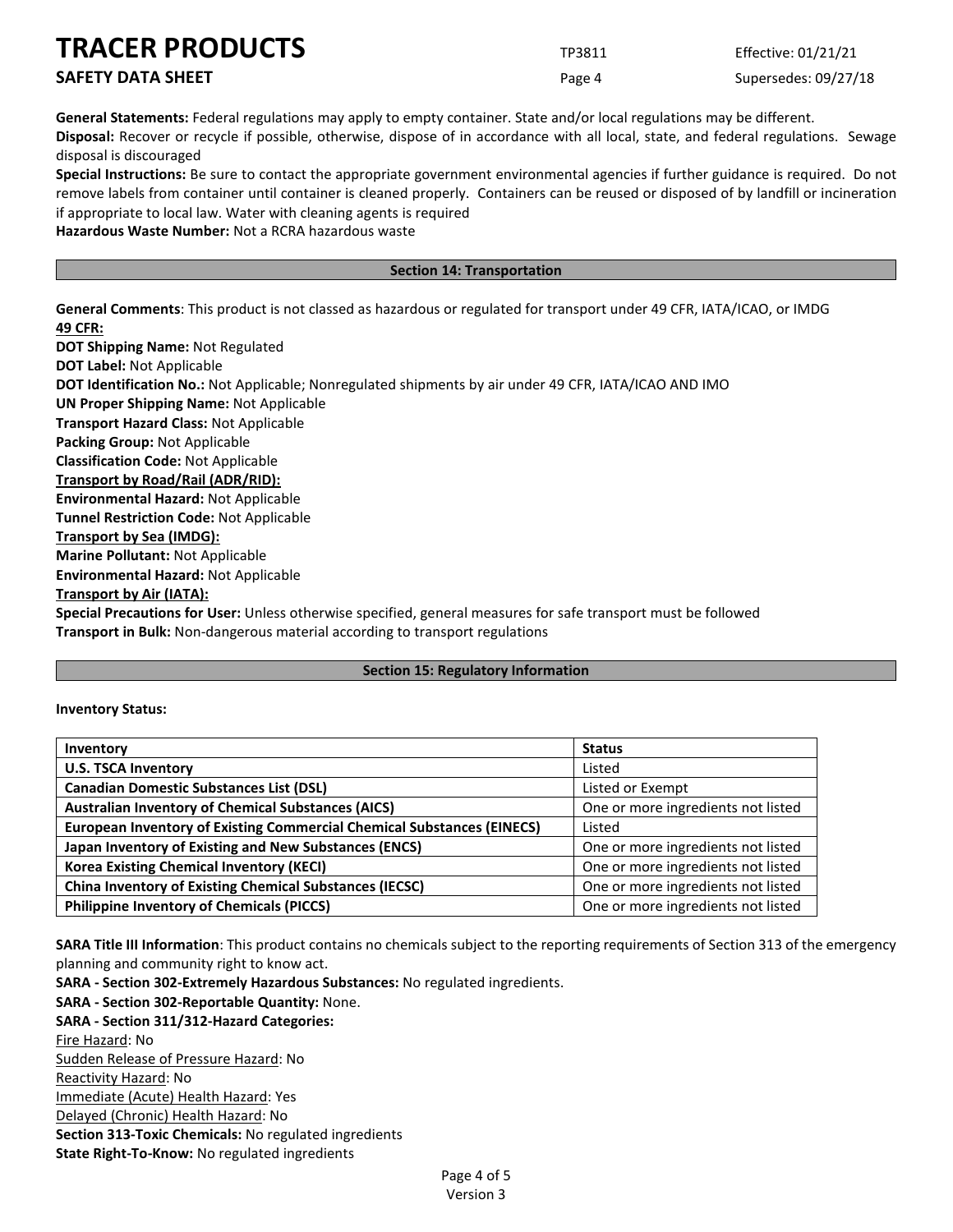**General Statements:** Federal regulations may apply to empty container. State and/or local regulations may be different.

**Disposal:** Recover or recycle if possible, otherwise, dispose of in accordance with all local, state, and federal regulations. Sewage disposal is discouraged

**Special Instructions:** Be sure to contact the appropriate government environmental agencies if further guidance is required. Do not remove labels from container until container is cleaned properly. Containers can be reused or disposed of by landfill or incineration if appropriate to local law. Water with cleaning agents is required

**Hazardous Waste Number:** Not a RCRA hazardous waste

## Section 14: Transportation

**General Comments**: This product is not classed as hazardous or regulated for transport under 49 CFR, IATA/ICAO, or IMDG

**49 CFR:**

**DOT Shipping Name:** Not Regulated
**DOT Label:** Not Applicable
**DOT Identification No.:** Not Applicable; Nonregulated shipments by air under 49 CFR, IATA/ICAO AND IMO
**UN Proper Shipping Name:** Not Applicable
**Transport Hazard Class:** Not Applicable
**Packing Group:** Not Applicable
**Classification Code:** Not Applicable

**Transport by Road/Rail (ADR/RID):**

**Environmental Hazard:** Not Applicable
**Tunnel Restriction Code:** Not Applicable

**Transport by Sea (IMDG):**

**Marine Pollutant:** Not Applicable
**Environmental Hazard:** Not Applicable

**Transport by Air (IATA):**

**Special Precautions for User:** Unless otherwise specified, general measures for safe transport must be followed
**Transport in Bulk:** Non-dangerous material according to transport regulations

## Section 15: Regulatory Information

**Inventory Status:**

| Inventory | Status |
|---|---|
| **U.S. TSCA Inventory** | Listed |
| **Canadian Domestic Substances List (DSL)** | Listed or Exempt |
| **Australian Inventory of Chemical Substances (AICS)** | One or more ingredients not listed |
| **European Inventory of Existing Commercial Chemical Substances (EINECS)** | Listed |
| **Japan Inventory of Existing and New Substances (ENCS)** | One or more ingredients not listed |
| **Korea Existing Chemical Inventory (KECI)** | One or more ingredients not listed |
| **China Inventory of Existing Chemical Substances (IECSC)** | One or more ingredients not listed |
| **Philippine Inventory of Chemicals (PICCS)** | One or more ingredients not listed |

**SARA Title III Information**: This product contains no chemicals subject to the reporting requirements of Section 313 of the emergency planning and community right to know act.

**SARA - Section 302-Extremely Hazardous Substances:** No regulated ingredients.
**SARA - Section 302-Reportable Quantity:** None.
**SARA - Section 311/312-Hazard Categories:**

Fire Hazard: No
Sudden Release of Pressure Hazard: No
Reactivity Hazard: No
Immediate (Acute) Health Hazard: Yes
Delayed (Chronic) Health Hazard: No

**Section 313-Toxic Chemicals:** No regulated ingredients
**State Right-To-Know:** No regulated ingredients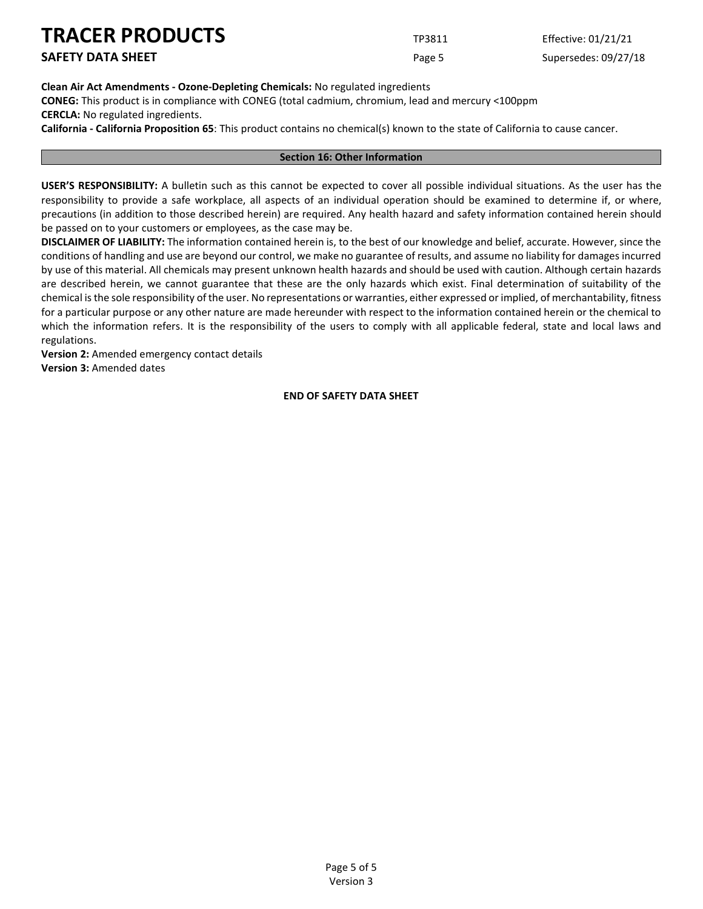**Clean Air Act Amendments - Ozone-Depleting Chemicals:** No regulated ingredients
**CONEG:** This product is in compliance with CONEG (total cadmium, chromium, lead and mercury <100ppm
**CERCLA:** No regulated ingredients.
**California - California Proposition 65**: This product contains no chemical(s) known to the state of California to cause cancer.

## Section 16: Other Information

**USER'S RESPONSIBILITY:** A bulletin such as this cannot be expected to cover all possible individual situations. As the user has the responsibility to provide a safe workplace, all aspects of an individual operation should be examined to determine if, or where, precautions (in addition to those described herein) are required. Any health hazard and safety information contained herein should be passed on to your customers or employees, as the case may be.
**DISCLAIMER OF LIABILITY:** The information contained herein is, to the best of our knowledge and belief, accurate. However, since the conditions of handling and use are beyond our control, we make no guarantee of results, and assume no liability for damages incurred by use of this material. All chemicals may present unknown health hazards and should be used with caution. Although certain hazards are described herein, we cannot guarantee that these are the only hazards which exist. Final determination of suitability of the chemical is the sole responsibility of the user. No representations or warranties, either expressed or implied, of merchantability, fitness for a particular purpose or any other nature are made hereunder with respect to the information contained herein or the chemical to which the information refers. It is the responsibility of the users to comply with all applicable federal, state and local laws and regulations.
**Version 2:** Amended emergency contact details
**Version 3:** Amended dates

**END OF SAFETY DATA SHEET**